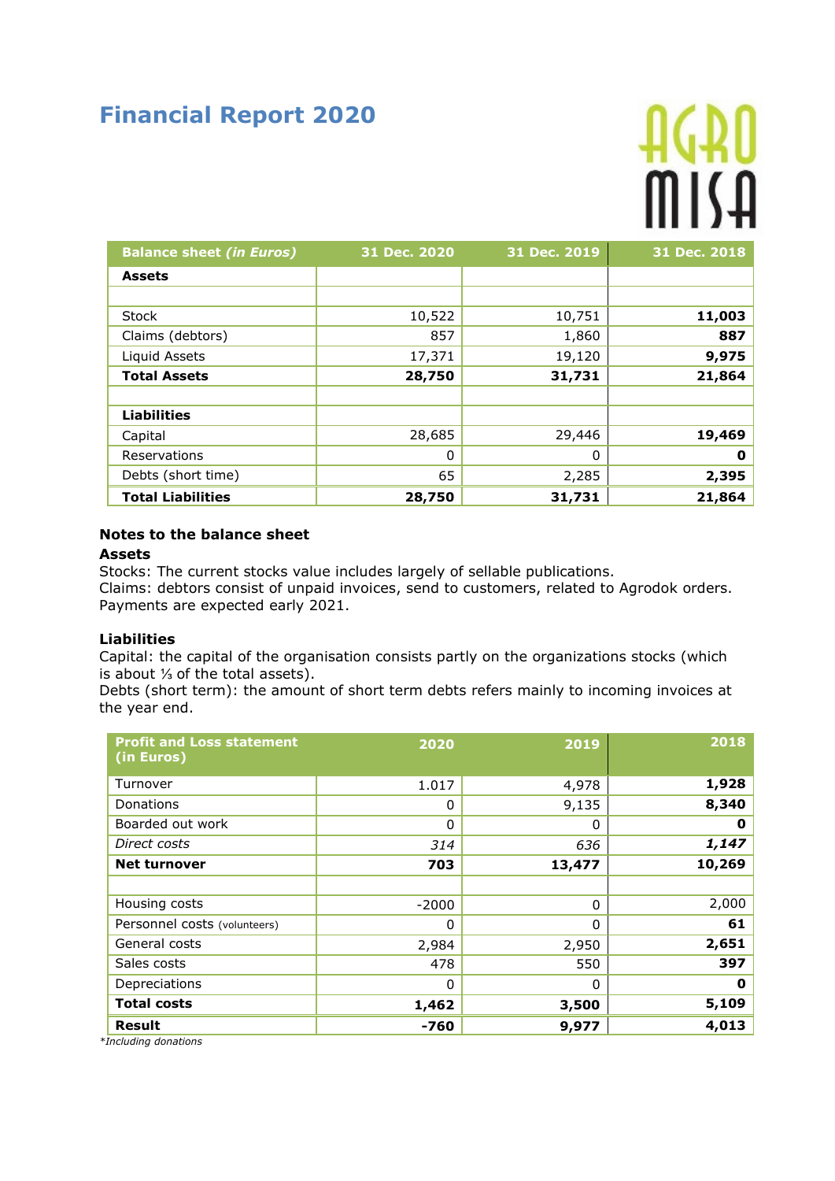# Financial Report 2020

AGRO MISA

| Balance sheet *(in Euros)* | 31 Dec. 2020 | 31 Dec. 2019 | 31 Dec. 2018 |
|---|---|---|---|
| **Assets** | | | |
| | | | |
| Stock | 10,522 | 10,751 | **11,003** |
| Claims (debtors) | 857 | 1,860 | **887** |
| Liquid Assets | 17,371 | 19,120 | **9,975** |
| **Total Assets** | **28,750** | **31,731** | **21,864** |
| | | | |
| **Liabilities** | | | |
| Capital | 28,685 | 29,446 | **19,469** |
| Reservations | 0 | 0 | **0** |
| Debts (short time) | 65 | 2,285 | **2,395** |
| **Total Liabilities** | **28,750** | **31,731** | **21,864** |

### Notes to the balance sheet

**Assets**

Stocks: The current stocks value includes largely of sellable publications.
Claims: debtors consist of unpaid invoices, send to customers, related to Agrodok orders. Payments are expected early 2021.

**Liabilities**

Capital: the capital of the organisation consists partly on the organizations stocks (which is about ⅓ of the total assets).
Debts (short term): the amount of short term debts refers mainly to incoming invoices at the year end.

| Profit and Loss statement (in Euros) | 2020 | 2019 | 2018 |
|---|---|---|---|
| Turnover | 1.017 | 4,978 | **1,928** |
| Donations | 0 | 9,135 | **8,340** |
| Boarded out work | 0 | 0 | **0** |
| *Direct costs* | *314* | *636* | ***1,147*** |
| **Net turnover** | **703** | **13,477** | **10,269** |
| | | | |
| Housing costs | -2000 | 0 | 2,000 |
| Personnel costs (volunteers) | 0 | 0 | **61** |
| General costs | 2,984 | 2,950 | **2,651** |
| Sales costs | 478 | 550 | **397** |
| Depreciations | 0 | 0 | **0** |
| **Total costs** | **1,462** | **3,500** | **5,109** |
| **Result** | **-760** | **9,977** | **4,013** |

*\*Including donations*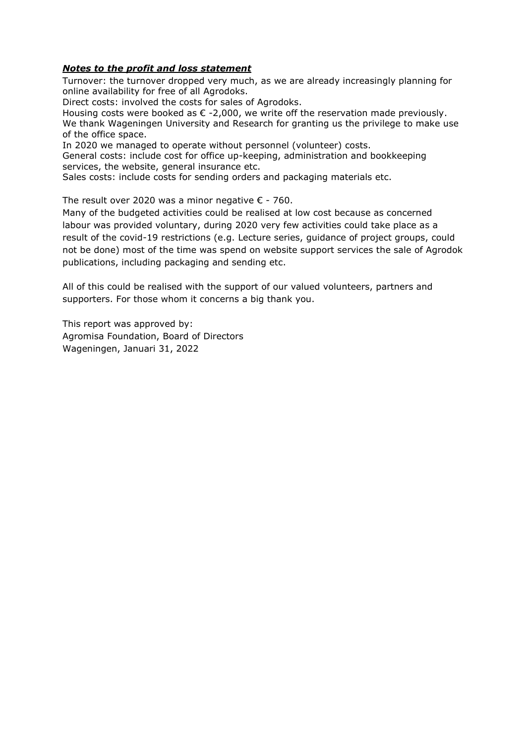***Notes to the profit and loss statement***

Turnover: the turnover dropped very much, as we are already increasingly planning for online availability for free of all Agrodoks.
Direct costs: involved the costs for sales of Agrodoks.
Housing costs were booked as € -2,000, we write off the reservation made previously. We thank Wageningen University and Research for granting us the privilege to make use of the office space.
In 2020 we managed to operate without personnel (volunteer) costs.
General costs: include cost for office up-keeping, administration and bookkeeping services, the website, general insurance etc.
Sales costs: include costs for sending orders and packaging materials etc.

The result over 2020 was a minor negative € - 760.
Many of the budgeted activities could be realised at low cost because as concerned labour was provided voluntary, during 2020 very few activities could take place as a result of the covid-19 restrictions (e.g. Lecture series, guidance of project groups, could not be done) most of the time was spend on website support services the sale of Agrodok publications, including packaging and sending etc.

All of this could be realised with the support of our valued volunteers, partners and supporters. For those whom it concerns a big thank you.

This report was approved by:
Agromisa Foundation, Board of Directors
Wageningen, Januari 31, 2022